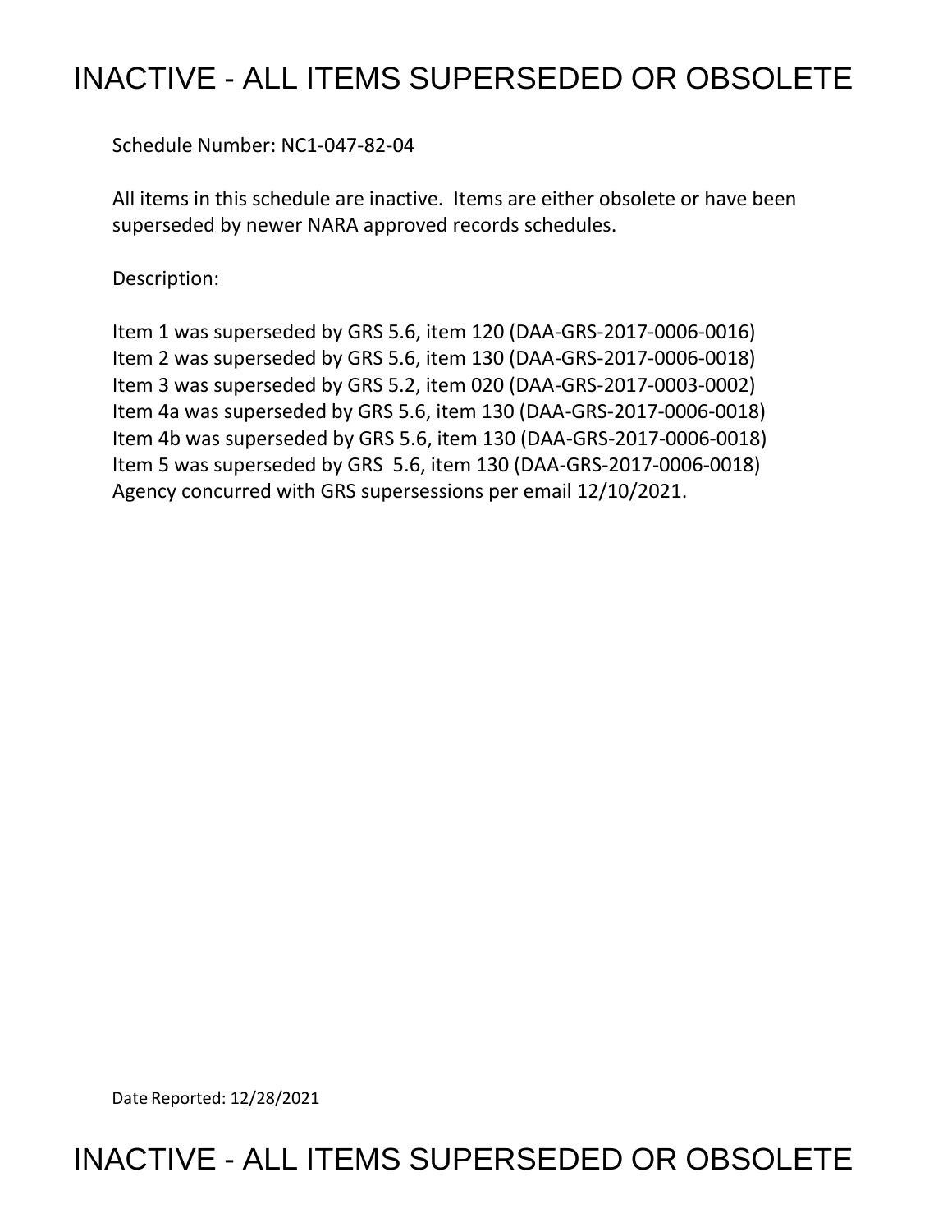# INACTIVE - ALL ITEMS SUPERSEDED OR OBSOLETE

Schedule Number: NC1-047-82-04

All items in this schedule are inactive. Items are either obsolete or have been superseded by newer NARA approved records schedules.

Description:

Item 1 was superseded by GRS 5.6, item 120 (DAA-GRS-2017-0006-0016)
Item 2 was superseded by GRS 5.6, item 130 (DAA-GRS-2017-0006-0018)
Item 3 was superseded by GRS 5.2, item 020 (DAA-GRS-2017-0003-0002)
Item 4a was superseded by GRS 5.6, item 130 (DAA-GRS-2017-0006-0018)
Item 4b was superseded by GRS 5.6, item 130 (DAA-GRS-2017-0006-0018)
Item 5 was superseded by GRS 5.6, item 130 (DAA-GRS-2017-0006-0018)
Agency concurred with GRS supersessions per email 12/10/2021.

Date Reported: 12/28/2021

# INACTIVE - ALL ITEMS SUPERSEDED OR OBSOLETE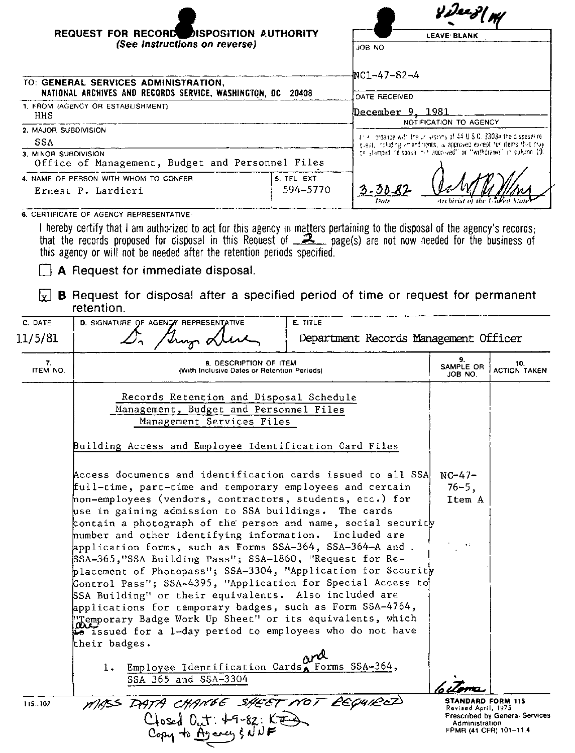8Dec81 MH

**REQUEST FOR RECORDS DISPOSITION AUTHORITY**
*(See Instructions on reverse)*

| LEAVE BLANK |
|---|
| JOB NO |
| NC1-47-82-4 |
| DATE RECEIVED |
| December 9, 1981 |
| NOTIFICATION TO AGENCY |
| In accordance with the provisions of 44 U.S.C. 3303a the disposal request, including amendments, is approved except for items that may be stamped "disposal not approved" or "withdrawn" in column 10. |
| 3-30-82 — Date — Archivist of the United States |

TO: GENERAL SERVICES ADMINISTRATION, NATIONAL ARCHIVES AND RECORDS SERVICE, WASHINGTON, DC 20408

1. FROM (AGENCY OR ESTABLISHMENT)
HHS

2. MAJOR SUBDIVISION
SSA

3. MINOR SUBDIVISION
Office of Management, Budget and Personnel Files

4. NAME OF PERSON WITH WHOM TO CONFER
Ernest P. Lardieri

5. TEL EXT.
594-5770

6. CERTIFICATE OF AGENCY REPRESENTATIVE

I hereby certify that I am authorized to act for this agency in matters pertaining to the disposal of the agency's records; that the records proposed for disposal in this Request of 2 page(s) are not now needed for the business of this agency or will not be needed after the retention periods specified.

☐ **A** Request for immediate disposal.

☒ **B** Request for disposal after a specified period of time or request for permanent retention.

| C. DATE | D. SIGNATURE OF AGENCY REPRESENTATIVE | E. TITLE |
|---|---|---|
| 11/5/81 | [signature] | Department Records Management Officer |

| 7. ITEM NO. | 8. DESCRIPTION OF ITEM (With Inclusive Dates or Retention Periods) | 9. SAMPLE OR JOB NO. | 10. ACTION TAKEN |
|---|---|---|---|
| | Records Retention and Disposal Schedule<br>Management, Budget and Personnel Files<br>Management Services Files | | |
| | Building Access and Employee Identification Card Files | | |
| | Access documents and identification cards issued to all SSA full-time, part-time and temporary employees and certain non-employees (vendors, contractors, students, etc.) for use in gaining admission to SSA buildings. The cards contain a photograph of the person and name, social security number and other identifying information. Included are application forms, such as Forms SSA-364, SSA-364-A and SSA-365, "SSA Building Pass"; SSA-1860, "Request for Replacement of Photopass"; SSA-3304, "Application for Security Control Pass"; SSA-4395, "Application for Special Access to SSA Building" or their equivalents. Also included are applications for temporary badges, such as Form SSA-4764, "Temporary Badge Work Up Sheet" or its equivalents, which are issued for a 1-day period to employees who do not have their badges. | NC-47-76-5, Item A | |
| | 1. Employee Identification Cards and Forms SSA-364, SSA 365 and SSA-3304 | | 6 items |

115-107

MASS DATA CHANGE SHEET NOT REQUIRED
Closed Out: 4-9-82: KF
Copy to Agency & NNF

**STANDARD FORM 115**
Revised April, 1975
Prescribed by General Services Administration
FPMR (41 CFR) 101-11.4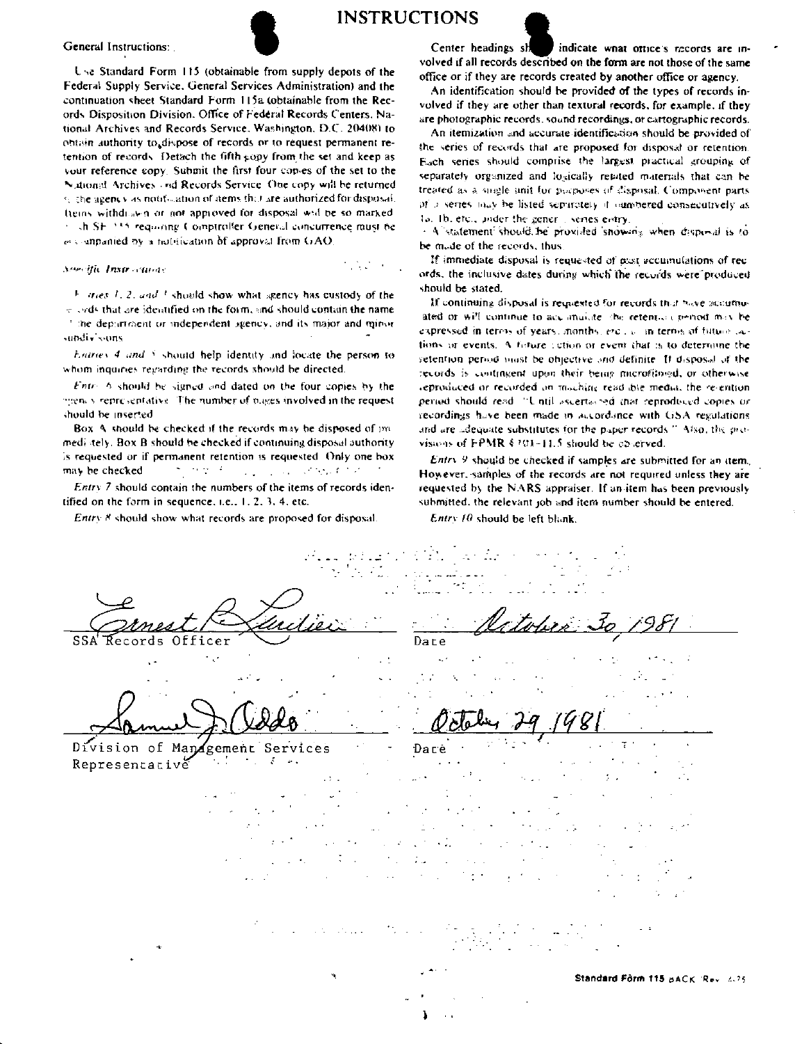# INSTRUCTIONS

General Instructions:

Use Standard Form 115 (obtainable from supply depots of the Federal Supply Service, General Services Administration) and the continuation sheet Standard Form 115a (obtainable from the Records Disposition Division, Office of Federal Records Centers, National Archives and Records Service, Washington, D.C. 20408) to obtain authority to dispose of records or to request permanent retention of records. Detach the fifth copy from the set and keep as your reference copy. Submit the first four copies of the set to the National Archives and Records Service. One copy will be returned to the agency as notification of items that are authorized for disposal. Items withdrawn or not approved for disposal will be so marked. Each SF 115 requiring Comptroller General concurrence must be accompanied by a notification of approval from GAO.

*Specific Instructions:*

*Entries 1, 2, and 3* should show what agency has custody of the records that are identified on the form, and should contain the name of the department or independent agency, and its major and minor subdivisions.

*Entries 4 and 5* should help identify and locate the person to whom inquiries regarding the records should be directed.

*Entry 6* should be signed and dated on the four copies by the agency representative. The number of pages involved in the request should be inserted.

Box A should be checked if the records may be disposed of immediately. Box B should be checked if continuing disposal authority is requested or if permanent retention is requested. Only one box may be checked.

*Entry 7* should contain the numbers of the items of records identified on the form in sequence, i.e., 1, 2, 3, 4, etc.

*Entry 8* should show what records are proposed for disposal.

Center headings should indicate what office's records are involved if all records described on the form are not those of the same office or if they are records created by another office or agency.

An identification should be provided of the types of records involved if they are other than textural records, for example, if they are photographic records, sound recordings, or cartographic records.

An itemization and accurate identification should be provided of the series of records that are proposed for disposal or retention. Each series should comprise the largest practical grouping of separately organized and logically related materials that can be treated as a single unit for purposes of disposal. Component parts of a series may be listed separately if numbered consecutively as 1a, 1b, etc., under the general series entry.

A statement should be provided showing when disposal is to be made of the records, thus:

If immediate disposal is requested of past accumulations of records, the inclusive dates during which the records were produced should be stated.

If continuing disposal is requested for records that have accumulated or will continue to accumulate, the retention period may be expressed in terms of years, months, etc., or in terms of future actions or events. A future action or event that is to determine the retention period must be objective and definite. If disposal of the records is contingent upon their being microfilmed, or otherwise reproduced or recorded on machine readable media, the retention period should read: "Until ascertained that reproduced copies or recordings have been made in accordance with GSA regulations and are adequate substitutes for the paper records." Also, the provisions of FPMR § 101-11.5 should be observed.

*Entry 9* should be checked if samples are submitted for an item. However, samples of the records are not required unless they are requested by the NARS appraiser. If an item has been previously submitted, the relevant job and item number should be entered.

*Entry 10* should be left blank.

Ernest P. Laudier
SSA Records Officer

October 30, 1981
Date

Samuel J. Oddo
Division of Management Services Representative

October 29, 1981
Date

Standard Form 115 BACK Rev. 4-75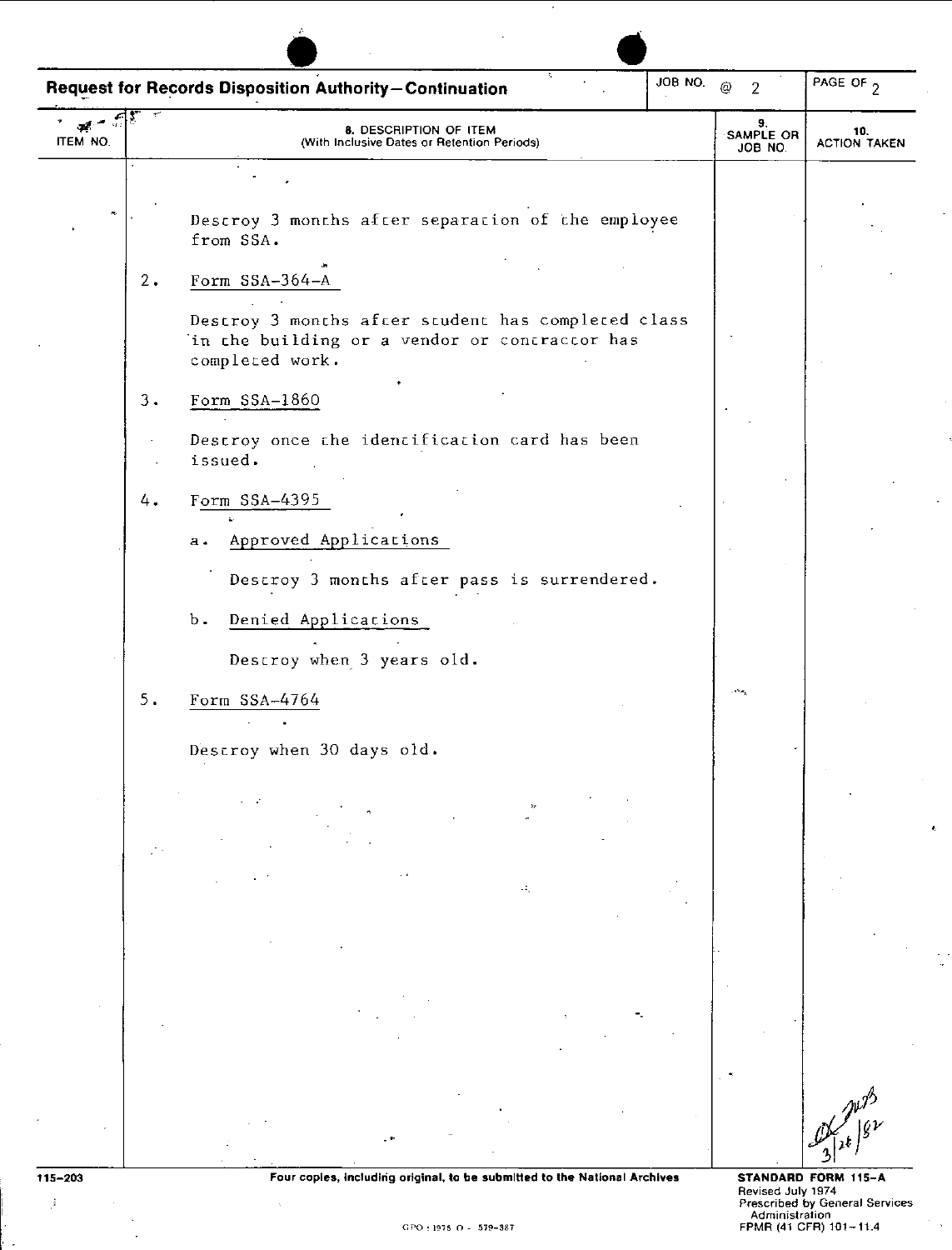**Request for Records Disposition Authority—Continuation**

JOB NO. @ 2 | PAGE 2 OF 2

| 7. ITEM NO. | 8. DESCRIPTION OF ITEM (With Inclusive Dates or Retention Periods) | 9. SAMPLE OR JOB NO. | 10. ACTION TAKEN |
|---|---|---|---|
| | Destroy 3 months after separation of the employee from SSA. | | |
| 2. | Form SSA-364-A<br><br>Destroy 3 months after student has completed class in the building or a vendor or contractor has completed work. | | |
| 3. | Form SSA-1860<br><br>Destroy once the identification card has been issued. | | |
| 4. | Form SSA-4395<br><br>a. Approved Applications<br><br>Destroy 3 months after pass is surrendered.<br><br>b. Denied Applications<br><br>Destroy when 3 years old. | | |
| 5. | Form SSA-4764<br><br>Destroy when 30 days old. | | |
| | | | 3/26/82 |

115-203

Four copies, including original, to be submitted to the National Archives

STANDARD FORM 115-A
Revised July 1974
Prescribed by General Services Administration
FPMR (41 CFR) 101-11.4

GPO : 1975 O - 579-387